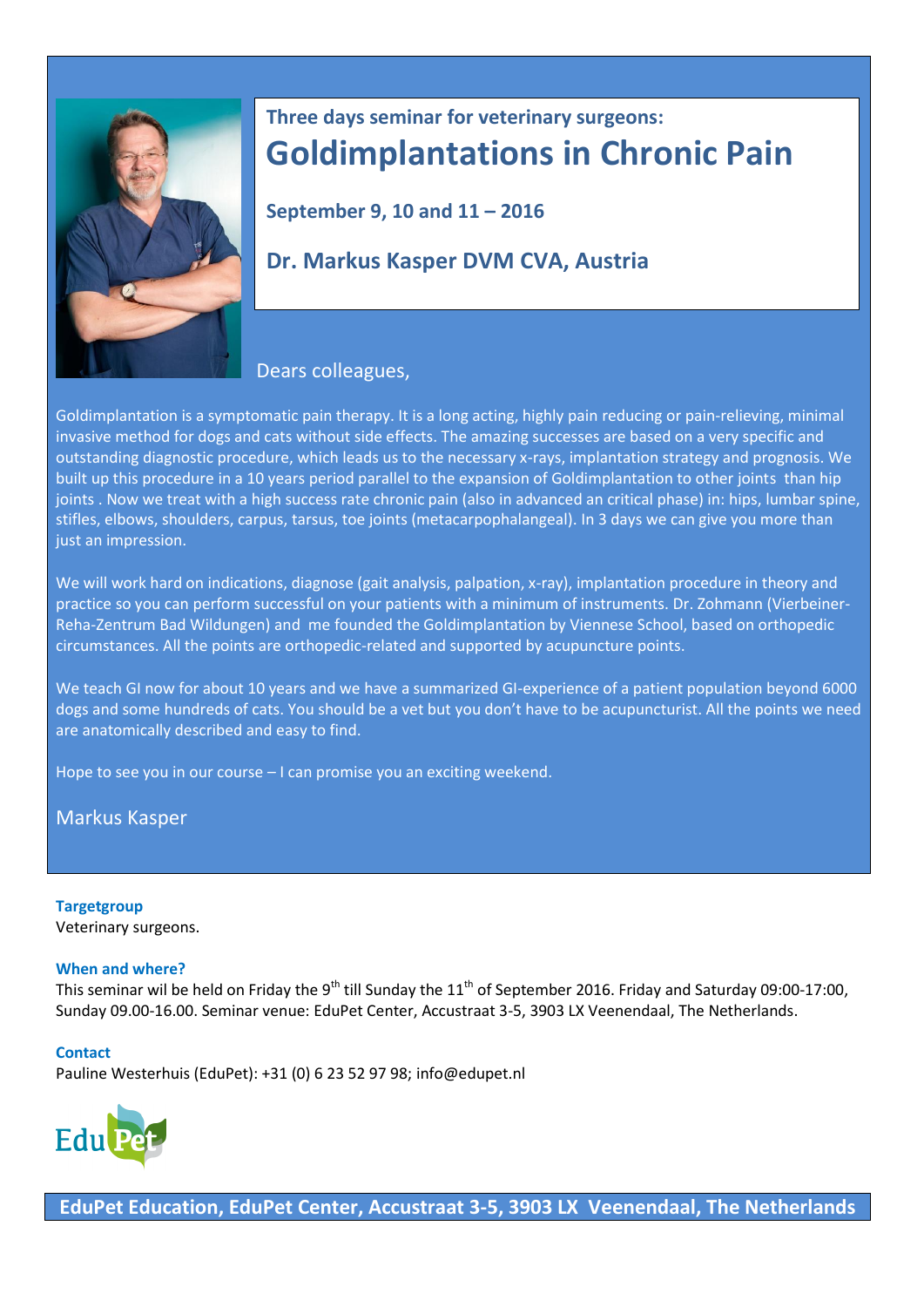### Three days seminar for veterinary surgeons:

# Goldimplantations in Chronic Pain

**September 9, 10 and 11 – 2016**

**Dr. Markus Kasper DVM CVA, Austria**

Dears colleagues,

Goldimplantation is a symptomatic pain therapy. It is a long acting, highly pain reducing or pain-relieving, minimal invasive method for dogs and cats without side effects. The amazing successes are based on a very specific and outstanding diagnostic procedure, which leads us to the necessary x-rays, implantation strategy and prognosis. We built up this procedure in a 10 years period parallel to the expansion of Goldimplantation to other joints than hip joints . Now we treat with a high success rate chronic pain (also in advanced an critical phase) in: hips, lumbar spine, stifles, elbows, shoulders, carpus, tarsus, toe joints (metacarpophalangeal). In 3 days we can give you more than just an impression.

We will work hard on indications, diagnose (gait analysis, palpation, x-ray), implantation procedure in theory and practice so you can perform successful on your patients with a minimum of instruments. Dr. Zohmann (Vierbeiner-Reha-Zentrum Bad Wildungen) and me founded the Goldimplantation by Viennese School, based on orthopedic circumstances. All the points are orthopedic-related and supported by acupuncture points.

We teach GI now for about 10 years and we have a summarized GI-experience of a patient population beyond 6000 dogs and some hundreds of cats. You should be a vet but you don't have to be acupuncturist. All the points we need are anatomically described and easy to find.

Hope to see you in our course – I can promise you an exciting weekend.

Markus Kasper

**Targetgroup**
Veterinary surgeons.

**When and where?**
This seminar wil be held on Friday the 9th till Sunday the 11th of September 2016. Friday and Saturday 09:00-17:00, Sunday 09.00-16.00. Seminar venue: EduPet Center, Accustraat 3-5, 3903 LX Veenendaal, The Netherlands.

**Contact**
Pauline Westerhuis (EduPet): +31 (0) 6 23 52 97 98; info@edupet.nl

EduPet

**EduPet Education, EduPet Center, Accustraat 3-5, 3903 LX Veenendaal, The Netherlands**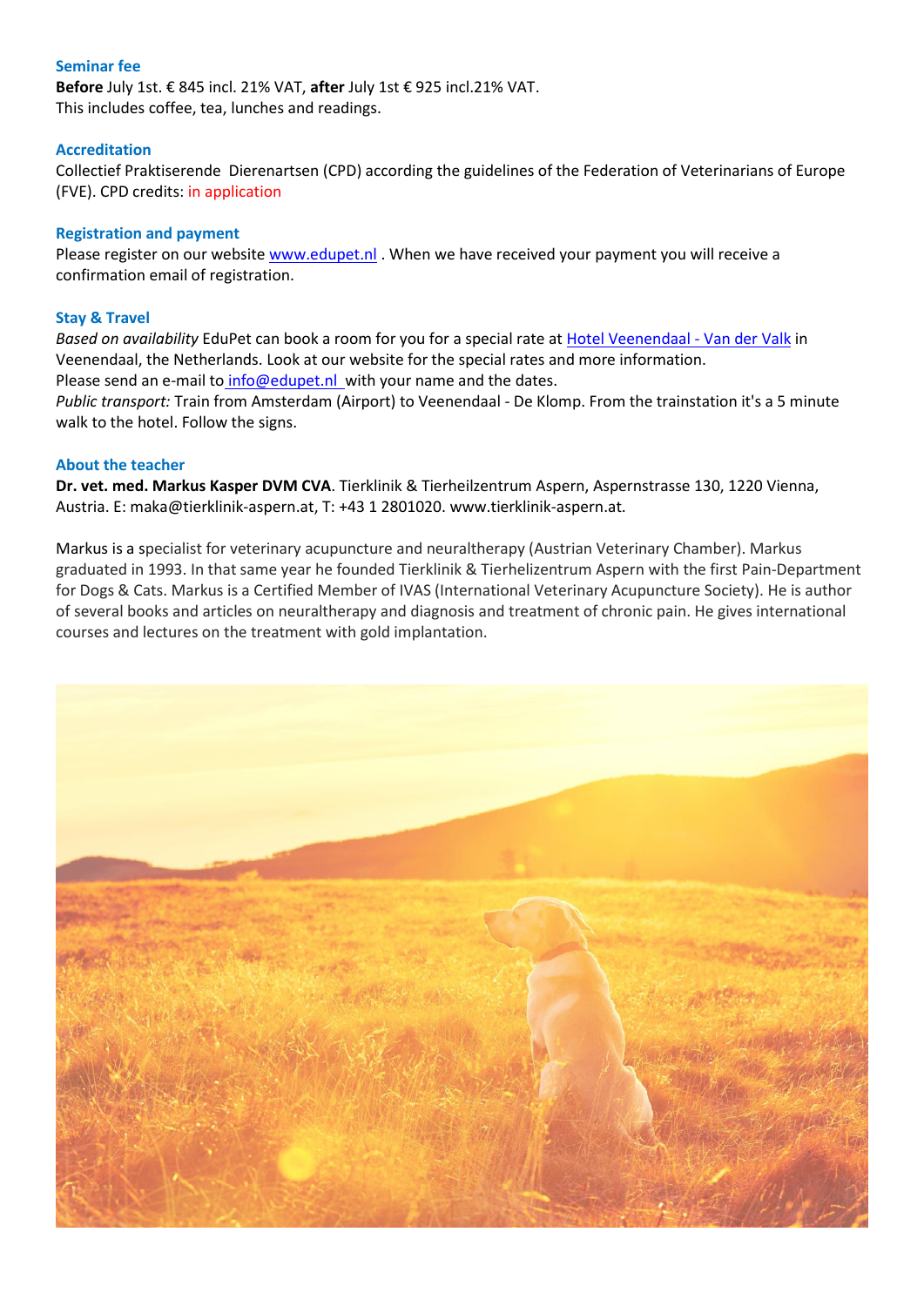### Seminar fee

**Before** July 1st. € 845 incl. 21% VAT, **after** July 1st € 925 incl.21% VAT.
This includes coffee, tea, lunches and readings.

### Accreditation

Collectief Praktiserende Dierenartsen (CPD) according the guidelines of the Federation of Veterinarians of Europe (FVE). CPD credits: in application

### Registration and payment

Please register on our website www.edupet.nl . When we have received your payment you will receive a confirmation email of registration.

### Stay & Travel

*Based on availability* EduPet can book a room for you for a special rate at Hotel Veenendaal - Van der Valk in Veenendaal, the Netherlands. Look at our website for the special rates and more information.
Please send an e-mail to info@edupet.nl with your name and the dates.
*Public transport:* Train from Amsterdam (Airport) to Veenendaal - De Klomp. From the trainstation it's a 5 minute walk to the hotel. Follow the signs.

### About the teacher

**Dr. vet. med. Markus Kasper DVM CVA**. Tierklinik & Tierheilzentrum Aspern, Aspernstrasse 130, 1220 Vienna, Austria. E: maka@tierklinik-aspern.at, T: +43 1 2801020. www.tierklinik-aspern.at.

Markus is a specialist for veterinary acupuncture and neuraltherapy (Austrian Veterinary Chamber). Markus graduated in 1993. In that same year he founded Tierklinik & Tierhelizentrum Aspern with the first Pain-Department for Dogs & Cats. Markus is a Certified Member of IVAS (International Veterinary Acupuncture Society). He is author of several books and articles on neuraltherapy and diagnosis and treatment of chronic pain. He gives international courses and lectures on the treatment with gold implantation.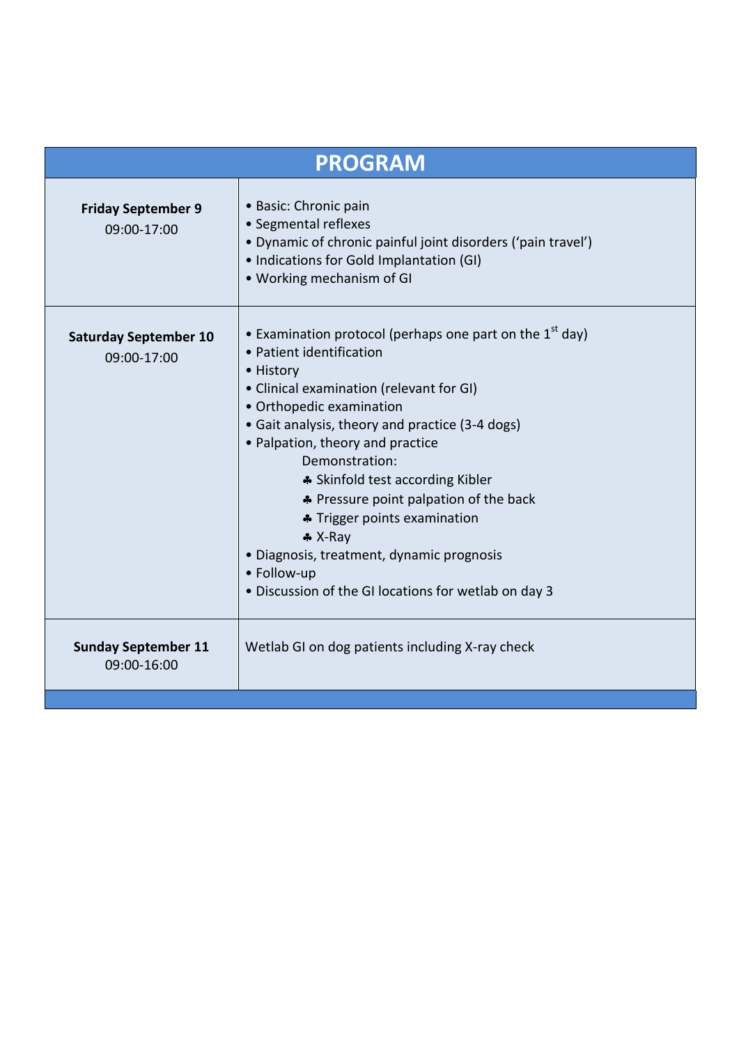| PROGRAM | |
|---|---|
| **Friday September 9**<br>09:00-17:00 | • Basic: Chronic pain<br>• Segmental reflexes<br>• Dynamic of chronic painful joint disorders ('pain travel')<br>• Indications for Gold Implantation (GI)<br>• Working mechanism of GI |
| **Saturday September 10**<br>09:00-17:00 | • Examination protocol (perhaps one part on the 1st day)<br>• Patient identification<br>• History<br>• Clinical examination (relevant for GI)<br>• Orthopedic examination<br>• Gait analysis, theory and practice (3-4 dogs)<br>• Palpation, theory and practice<br>Demonstration:<br>♣ Skinfold test according Kibler<br>♣ Pressure point palpation of the back<br>♣ Trigger points examination<br>♣ X-Ray<br>• Diagnosis, treatment, dynamic prognosis<br>• Follow-up<br>• Discussion of the GI locations for wetlab on day 3 |
| **Sunday September 11**<br>09:00-16:00 | Wetlab GI on dog patients including X-ray check |